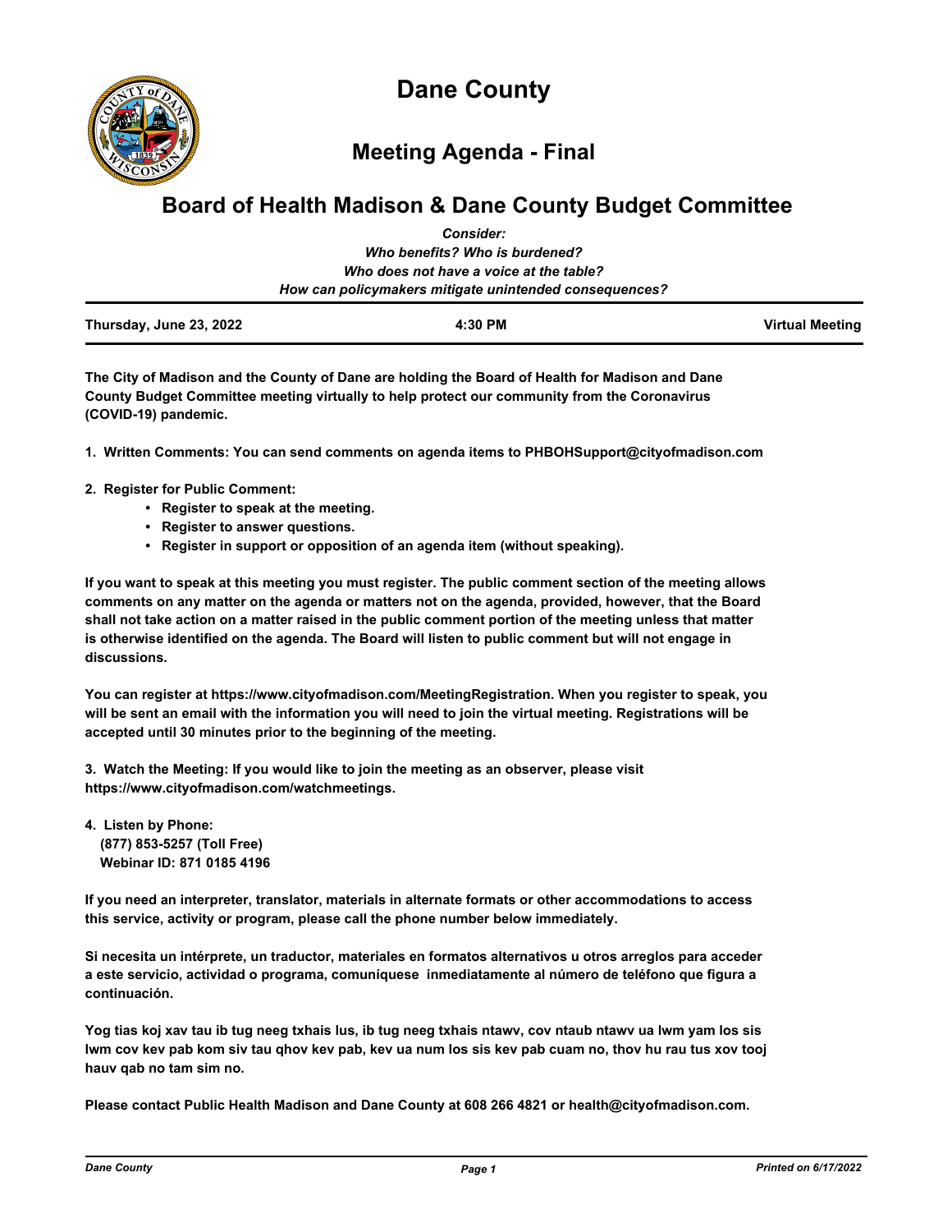# Dane County

## Meeting Agenda - Final

## Board of Health Madison & Dane County Budget Committee

*Consider:*
*Who benefits? Who is burdened?*
*Who does not have a voice at the table?*
*How can policymakers mitigate unintended consequences?*

**Thursday, June 23, 2022** | **4:30 PM** | **Virtual Meeting**

**The City of Madison and the County of Dane are holding the Board of Health for Madison and Dane County Budget Committee meeting virtually to help protect our community from the Coronavirus (COVID-19) pandemic.**

**1. Written Comments: You can send comments on agenda items to PHBOHSupport@cityofmadison.com**

**2. Register for Public Comment:**
- **Register to speak at the meeting.**
- **Register to answer questions.**
- **Register in support or opposition of an agenda item (without speaking).**

**If you want to speak at this meeting you must register. The public comment section of the meeting allows comments on any matter on the agenda or matters not on the agenda, provided, however, that the Board shall not take action on a matter raised in the public comment portion of the meeting unless that matter is otherwise identified on the agenda. The Board will listen to public comment but will not engage in discussions.**

**You can register at https://www.cityofmadison.com/MeetingRegistration. When you register to speak, you will be sent an email with the information you will need to join the virtual meeting. Registrations will be accepted until 30 minutes prior to the beginning of the meeting.**

**3. Watch the Meeting: If you would like to join the meeting as an observer, please visit https://www.cityofmadison.com/watchmeetings.**

**4. Listen by Phone:**
**(877) 853-5257 (Toll Free)**
**Webinar ID: 871 0185 4196**

**If you need an interpreter, translator, materials in alternate formats or other accommodations to access this service, activity or program, please call the phone number below immediately.**

**Si necesita un intérprete, un traductor, materiales en formatos alternativos u otros arreglos para acceder a este servicio, actividad o programa, comuníquese inmediatamente al número de teléfono que figura a continuación.**

**Yog tias koj xav tau ib tug neeg txhais lus, ib tug neeg txhais ntawv, cov ntaub ntawv ua lwm yam los sis lwm cov kev pab kom siv tau qhov kev pab, kev ua num los sis kev pab cuam no, thov hu rau tus xov tooj hauv qab no tam sim no.**

**Please contact Public Health Madison and Dane County at 608 266 4821 or health@cityofmadison.com.**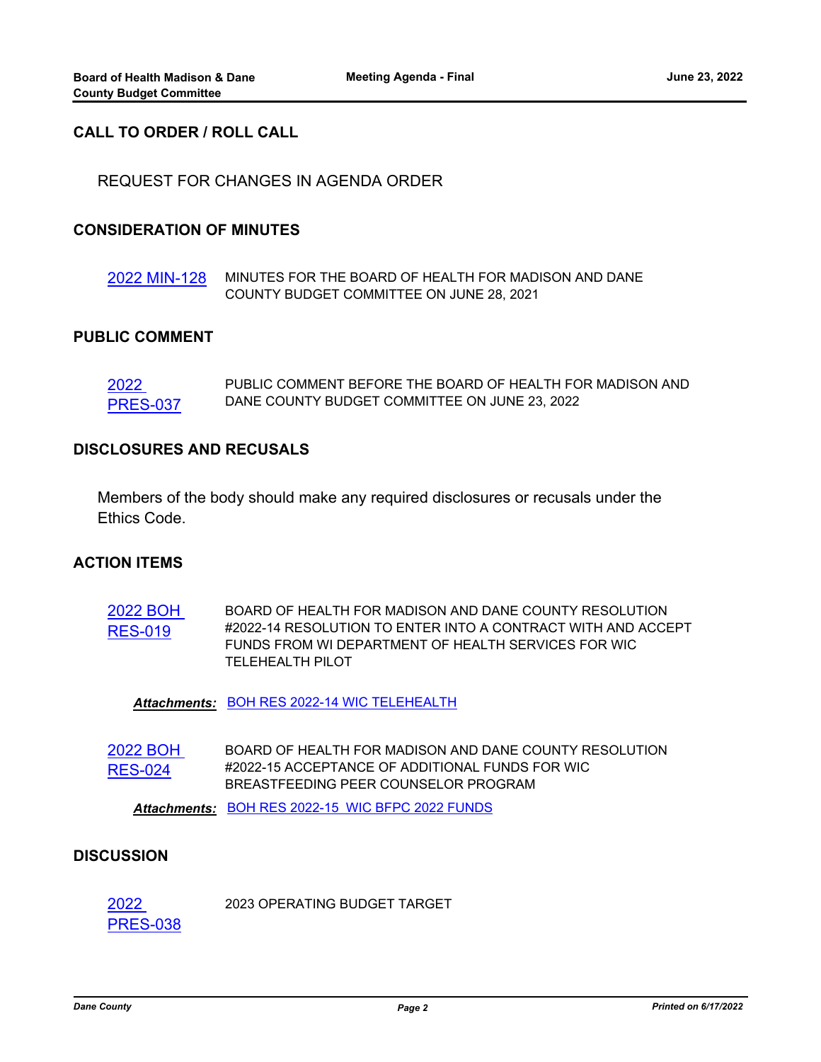## CALL TO ORDER / ROLL CALL

REQUEST FOR CHANGES IN AGENDA ORDER

## CONSIDERATION OF MINUTES

2022 MIN-128 MINUTES FOR THE BOARD OF HEALTH FOR MADISON AND DANE COUNTY BUDGET COMMITTEE ON JUNE 28, 2021

## PUBLIC COMMENT

2022 PRES-037 PUBLIC COMMENT BEFORE THE BOARD OF HEALTH FOR MADISON AND DANE COUNTY BUDGET COMMITTEE ON JUNE 23, 2022

## DISCLOSURES AND RECUSALS

Members of the body should make any required disclosures or recusals under the Ethics Code.

## ACTION ITEMS

2022 BOH RES-019 BOARD OF HEALTH FOR MADISON AND DANE COUNTY RESOLUTION #2022-14 RESOLUTION TO ENTER INTO A CONTRACT WITH AND ACCEPT FUNDS FROM WI DEPARTMENT OF HEALTH SERVICES FOR WIC TELEHEALTH PILOT

***Attachments:*** BOH RES 2022-14 WIC TELEHEALTH

2022 BOH RES-024 BOARD OF HEALTH FOR MADISON AND DANE COUNTY RESOLUTION #2022-15 ACCEPTANCE OF ADDITIONAL FUNDS FOR WIC BREASTFEEDING PEER COUNSELOR PROGRAM

***Attachments:*** BOH RES 2022-15 WIC BFPC 2022 FUNDS

## DISCUSSION

2022 PRES-038 2023 OPERATING BUDGET TARGET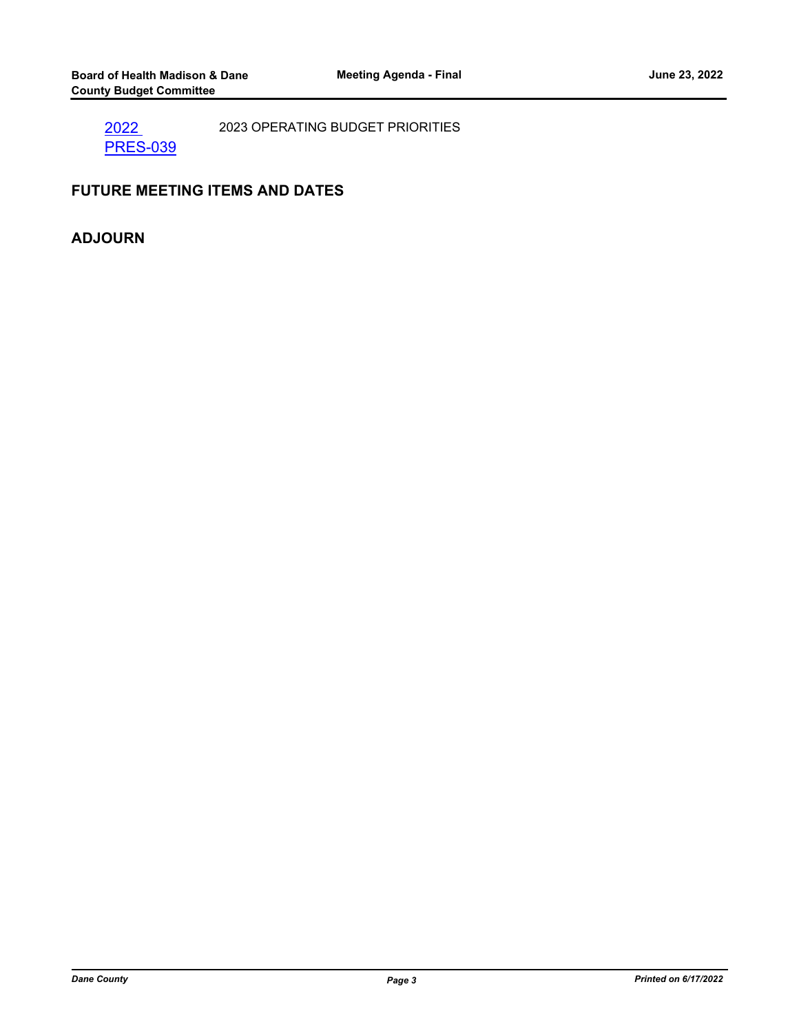2022 PRES-039 2023 OPERATING BUDGET PRIORITIES

## FUTURE MEETING ITEMS AND DATES

## ADJOURN